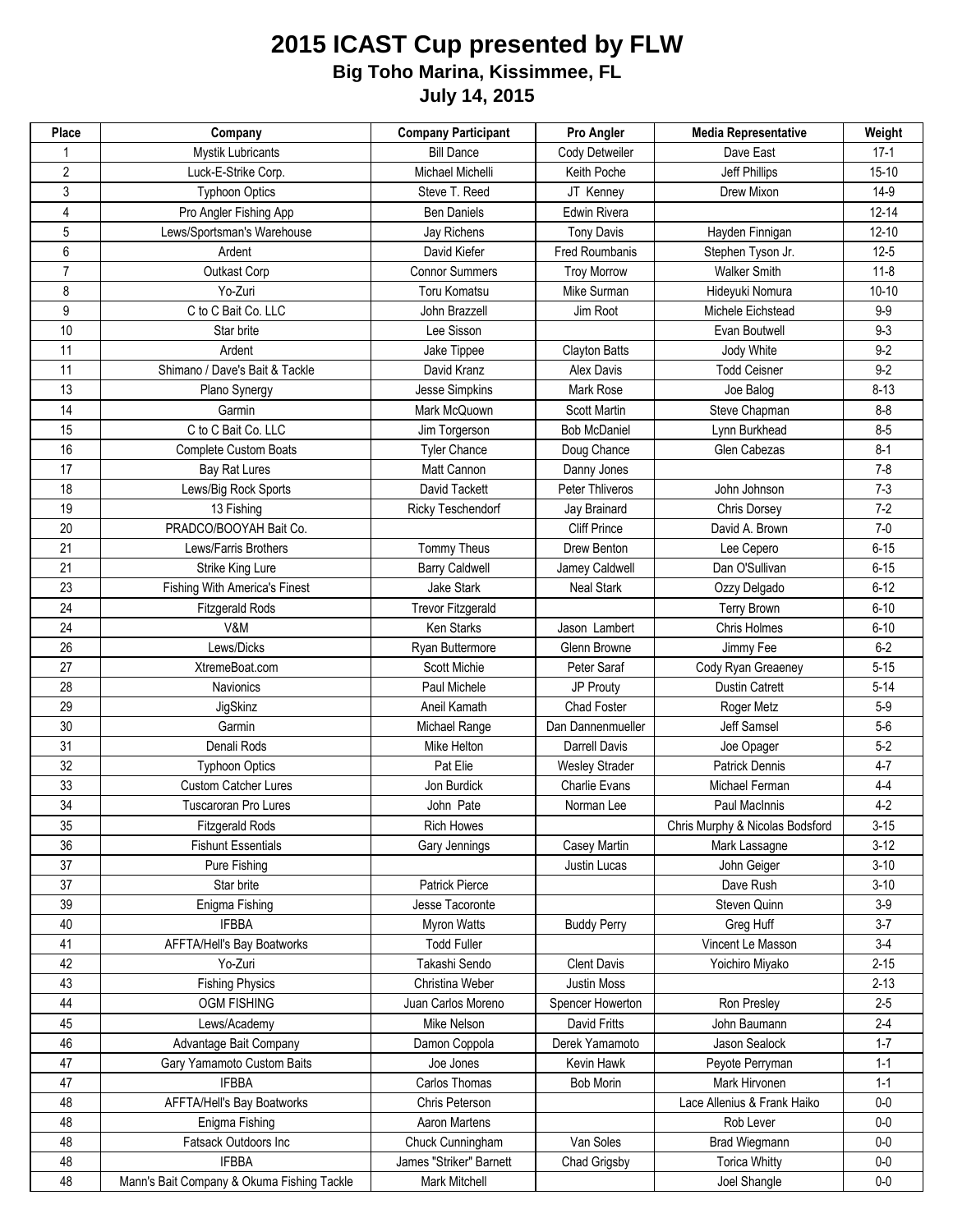# 2015 ICAST Cup presented by FLW

## Big Toho Marina, Kissimmee, FL

## July 14, 2015

| Place | Company | Company Participant | Pro Angler | Media Representative | Weight |
|---|---|---|---|---|---|
| 1 | Mystik Lubricants | Bill Dance | Cody Detweiler | Dave East | 17-1 |
| 2 | Luck-E-Strike Corp. | Michael Michelli | Keith Poche | Jeff Phillips | 15-10 |
| 3 | Typhoon Optics | Steve T. Reed | JT Kenney | Drew Mixon | 14-9 |
| 4 | Pro Angler Fishing App | Ben Daniels | Edwin Rivera | | 12-14 |
| 5 | Lews/Sportsman's Warehouse | Jay Richens | Tony Davis | Hayden Finnigan | 12-10 |
| 6 | Ardent | David Kiefer | Fred Roumbanis | Stephen Tyson Jr. | 12-5 |
| 7 | Outkast Corp | Connor Summers | Troy Morrow | Walker Smith | 11-8 |
| 8 | Yo-Zuri | Toru Komatsu | Mike Surman | Hideyuki Nomura | 10-10 |
| 9 | C to C Bait Co. LLC | John Brazzell | Jim Root | Michele Eichstead | 9-9 |
| 10 | Star brite | Lee Sisson | | Evan Boutwell | 9-3 |
| 11 | Ardent | Jake Tippee | Clayton Batts | Jody White | 9-2 |
| 11 | Shimano / Dave's Bait & Tackle | David Kranz | Alex Davis | Todd Ceisner | 9-2 |
| 13 | Plano Synergy | Jesse Simpkins | Mark Rose | Joe Balog | 8-13 |
| 14 | Garmin | Mark McQuown | Scott Martin | Steve Chapman | 8-8 |
| 15 | C to C Bait Co. LLC | Jim Torgerson | Bob McDaniel | Lynn Burkhead | 8-5 |
| 16 | Complete Custom Boats | Tyler Chance | Doug Chance | Glen Cabezas | 8-1 |
| 17 | Bay Rat Lures | Matt Cannon | Danny Jones | | 7-8 |
| 18 | Lews/Big Rock Sports | David Tackett | Peter Thliveros | John Johnson | 7-3 |
| 19 | 13 Fishing | Ricky Teschendorf | Jay Brainard | Chris Dorsey | 7-2 |
| 20 | PRADCO/BOOYAH Bait Co. | | Cliff Prince | David A. Brown | 7-0 |
| 21 | Lews/Farris Brothers | Tommy Theus | Drew Benton | Lee Cepero | 6-15 |
| 21 | Strike King Lure | Barry Caldwell | Jamey Caldwell | Dan O'Sullivan | 6-15 |
| 23 | Fishing With America's Finest | Jake Stark | Neal Stark | Ozzy Delgado | 6-12 |
| 24 | Fitzgerald Rods | Trevor Fitzgerald | | Terry Brown | 6-10 |
| 24 | V&M | Ken Starks | Jason Lambert | Chris Holmes | 6-10 |
| 26 | Lews/Dicks | Ryan Buttermore | Glenn Browne | Jimmy Fee | 6-2 |
| 27 | XtremeBoat.com | Scott Michie | Peter Saraf | Cody Ryan Greaeney | 5-15 |
| 28 | Navionics | Paul Michele | JP Prouty | Dustin Catrett | 5-14 |
| 29 | JigSkinz | Aneil Kamath | Chad Foster | Roger Metz | 5-9 |
| 30 | Garmin | Michael Range | Dan Dannenmueller | Jeff Samsel | 5-6 |
| 31 | Denali Rods | Mike Helton | Darrell Davis | Joe Opager | 5-2 |
| 32 | Typhoon Optics | Pat Elie | Wesley Strader | Patrick Dennis | 4-7 |
| 33 | Custom Catcher Lures | Jon Burdick | Charlie Evans | Michael Ferman | 4-4 |
| 34 | Tuscaroran Pro Lures | John Pate | Norman Lee | Paul MacInnis | 4-2 |
| 35 | Fitzgerald Rods | Rich Howes | | Chris Murphy & Nicolas Bodsford | 3-15 |
| 36 | Fishunt Essentials | Gary Jennings | Casey Martin | Mark Lassagne | 3-12 |
| 37 | Pure Fishing | | Justin Lucas | John Geiger | 3-10 |
| 37 | Star brite | Patrick Pierce | | Dave Rush | 3-10 |
| 39 | Enigma Fishing | Jesse Tacoronte | | Steven Quinn | 3-9 |
| 40 | IFBBA | Myron Watts | Buddy Perry | Greg Huff | 3-7 |
| 41 | AFFTA/Hell's Bay Boatworks | Todd Fuller | | Vincent Le Masson | 3-4 |
| 42 | Yo-Zuri | Takashi Sendo | Clent Davis | Yoichiro Miyako | 2-15 |
| 43 | Fishing Physics | Christina Weber | Justin Moss | | 2-13 |
| 44 | OGM FISHING | Juan Carlos Moreno | Spencer Howerton | Ron Presley | 2-5 |
| 45 | Lews/Academy | Mike Nelson | David Fritts | John Baumann | 2-4 |
| 46 | Advantage Bait Company | Damon Coppola | Derek Yamamoto | Jason Sealock | 1-7 |
| 47 | Gary Yamamoto Custom Baits | Joe Jones | Kevin Hawk | Peyote Perryman | 1-1 |
| 47 | IFBBA | Carlos Thomas | Bob Morin | Mark Hirvonen | 1-1 |
| 48 | AFFTA/Hell's Bay Boatworks | Chris Peterson | | Lace Allenius & Frank Haiko | 0-0 |
| 48 | Enigma Fishing | Aaron Martens | | Rob Lever | 0-0 |
| 48 | Fatsack Outdoors Inc | Chuck Cunningham | Van Soles | Brad Wiegmann | 0-0 |
| 48 | IFBBA | James "Striker" Barnett | Chad Grigsby | Torica Whitty | 0-0 |
| 48 | Mann's Bait Company & Okuma Fishing Tackle | Mark Mitchell | | Joel Shangle | 0-0 |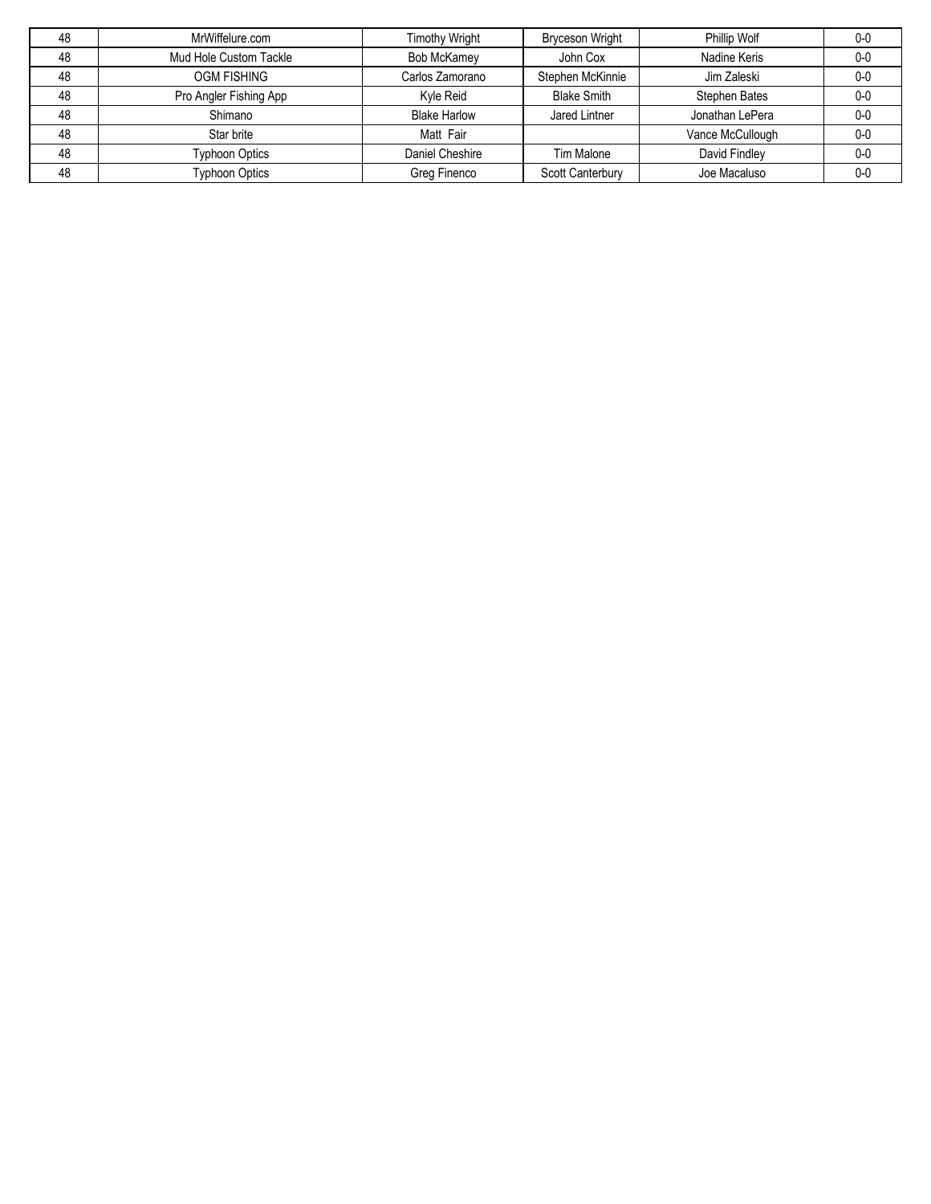| | | | | | |
|---|---|---|---|---|---|
| 48 | MrWiffelure.com | Timothy Wright | Bryceson Wright | Phillip Wolf | 0-0 |
| 48 | Mud Hole Custom Tackle | Bob McKamey | John Cox | Nadine Keris | 0-0 |
| 48 | OGM FISHING | Carlos Zamorano | Stephen McKinnie | Jim Zaleski | 0-0 |
| 48 | Pro Angler Fishing App | Kyle Reid | Blake Smith | Stephen Bates | 0-0 |
| 48 | Shimano | Blake Harlow | Jared Lintner | Jonathan LePera | 0-0 |
| 48 | Star brite | Matt Fair | | Vance McCullough | 0-0 |
| 48 | Typhoon Optics | Daniel Cheshire | Tim Malone | David Findley | 0-0 |
| 48 | Typhoon Optics | Greg Finenco | Scott Canterbury | Joe Macaluso | 0-0 |